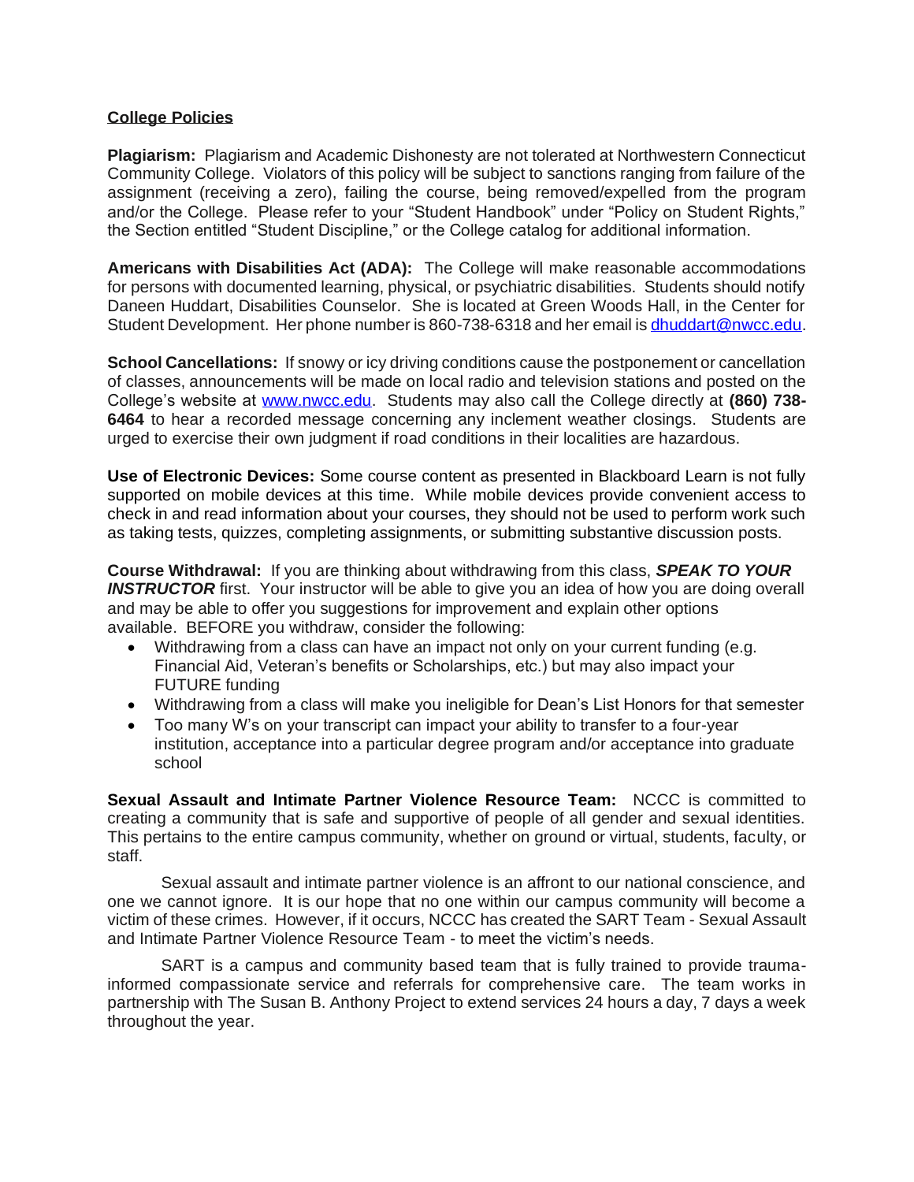## College Policies

**Plagiarism:** Plagiarism and Academic Dishonesty are not tolerated at Northwestern Connecticut Community College. Violators of this policy will be subject to sanctions ranging from failure of the assignment (receiving a zero), failing the course, being removed/expelled from the program and/or the College. Please refer to your "Student Handbook" under "Policy on Student Rights," the Section entitled "Student Discipline," or the College catalog for additional information.

**Americans with Disabilities Act (ADA):** The College will make reasonable accommodations for persons with documented learning, physical, or psychiatric disabilities. Students should notify Daneen Huddart, Disabilities Counselor. She is located at Green Woods Hall, in the Center for Student Development. Her phone number is 860-738-6318 and her email is [dhuddart@nwcc.edu](mailto:dhuddart@nwcc.edu).

**School Cancellations:** If snowy or icy driving conditions cause the postponement or cancellation of classes, announcements will be made on local radio and television stations and posted on the College's website at [www.nwcc.edu](http://www.nwcc.edu). Students may also call the College directly at **(860) 738-6464** to hear a recorded message concerning any inclement weather closings. Students are urged to exercise their own judgment if road conditions in their localities are hazardous.

**Use of Electronic Devices:** Some course content as presented in Blackboard Learn is not fully supported on mobile devices at this time. While mobile devices provide convenient access to check in and read information about your courses, they should not be used to perform work such as taking tests, quizzes, completing assignments, or submitting substantive discussion posts.

**Course Withdrawal:** If you are thinking about withdrawing from this class, ***SPEAK TO YOUR INSTRUCTOR*** first. Your instructor will be able to give you an idea of how you are doing overall and may be able to offer you suggestions for improvement and explain other options available. BEFORE you withdraw, consider the following:

- Withdrawing from a class can have an impact not only on your current funding (e.g. Financial Aid, Veteran's benefits or Scholarships, etc.) but may also impact your FUTURE funding
- Withdrawing from a class will make you ineligible for Dean's List Honors for that semester
- Too many W's on your transcript can impact your ability to transfer to a four-year institution, acceptance into a particular degree program and/or acceptance into graduate school

**Sexual Assault and Intimate Partner Violence Resource Team:** NCCC is committed to creating a community that is safe and supportive of people of all gender and sexual identities. This pertains to the entire campus community, whether on ground or virtual, students, faculty, or staff.

Sexual assault and intimate partner violence is an affront to our national conscience, and one we cannot ignore. It is our hope that no one within our campus community will become a victim of these crimes. However, if it occurs, NCCC has created the SART Team - Sexual Assault and Intimate Partner Violence Resource Team - to meet the victim's needs.

SART is a campus and community based team that is fully trained to provide trauma-informed compassionate service and referrals for comprehensive care. The team works in partnership with The Susan B. Anthony Project to extend services 24 hours a day, 7 days a week throughout the year.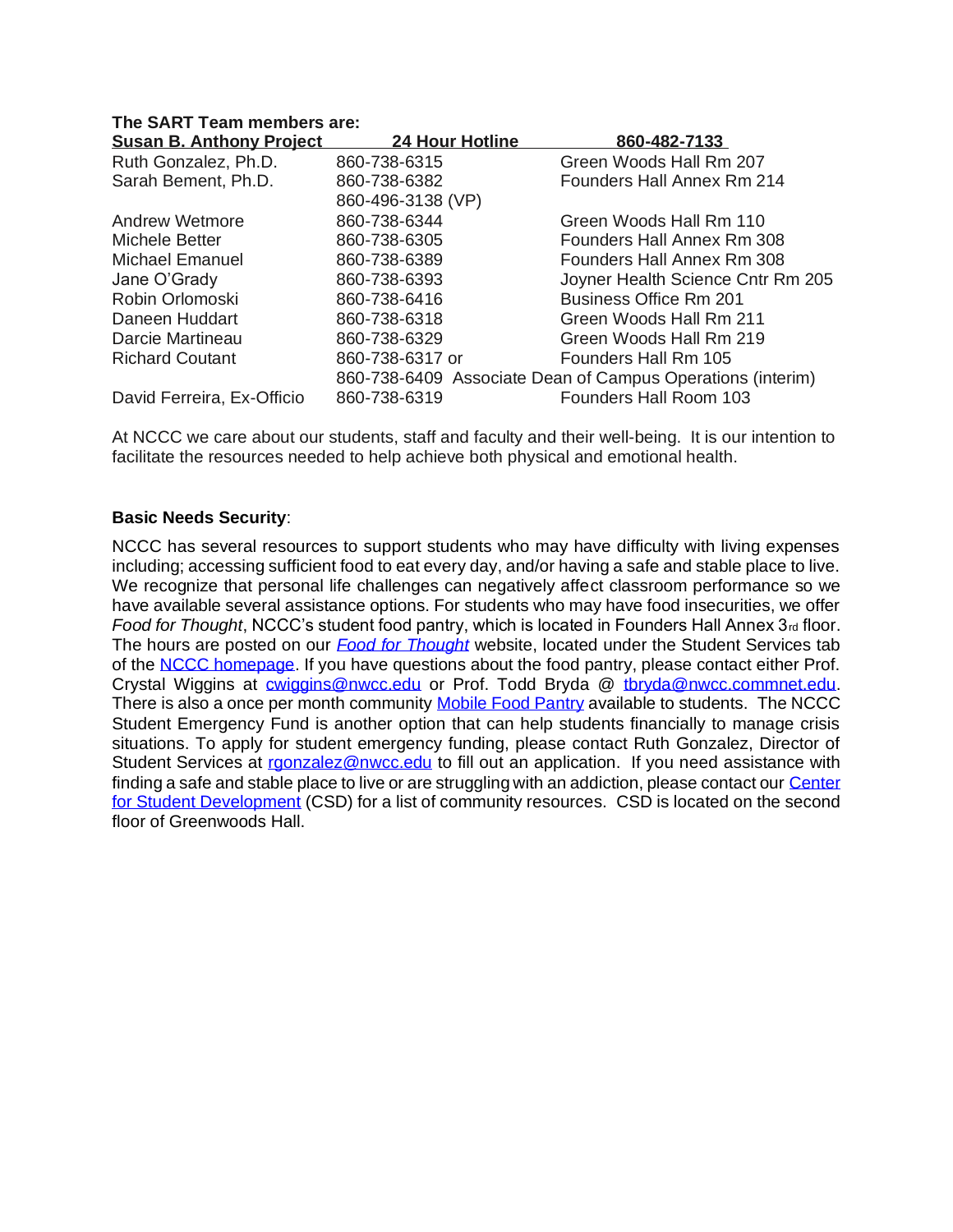**The SART Team members are:**

| Susan B. Anthony Project | 24 Hour Hotline | 860-482-7133 |
|---|---|---|
| Ruth Gonzalez, Ph.D. | 860-738-6315 | Green Woods Hall Rm 207 |
| Sarah Bement, Ph.D. | 860-738-6382<br>860-496-3138 (VP) | Founders Hall Annex Rm 214 |
| Andrew Wetmore | 860-738-6344 | Green Woods Hall Rm 110 |
| Michele Better | 860-738-6305 | Founders Hall Annex Rm 308 |
| Michael Emanuel | 860-738-6389 | Founders Hall Annex Rm 308 |
| Jane O'Grady | 860-738-6393 | Joyner Health Science Cntr Rm 205 |
| Robin Orlomoski | 860-738-6416 | Business Office Rm 201 |
| Daneen Huddart | 860-738-6318 | Green Woods Hall Rm 211 |
| Darcie Martineau | 860-738-6329 | Green Woods Hall Rm 219 |
| Richard Coutant | 860-738-6317 or<br>860-738-6409 | Founders Hall Rm 105<br>Associate Dean of Campus Operations (interim) |
| David Ferreira, Ex-Officio | 860-738-6319 | Founders Hall Room 103 |

At NCCC we care about our students, staff and faculty and their well-being. It is our intention to facilitate the resources needed to help achieve both physical and emotional health.

**Basic Needs Security**:

NCCC has several resources to support students who may have difficulty with living expenses including; accessing sufficient food to eat every day, and/or having a safe and stable place to live. We recognize that personal life challenges can negatively affect classroom performance so we have available several assistance options. For students who may have food insecurities, we offer *Food for Thought*, NCCC's student food pantry, which is located in Founders Hall Annex 3rd floor. The hours are posted on our *Food for Thought* website, located under the Student Services tab of the NCCC homepage. If you have questions about the food pantry, please contact either Prof. Crystal Wiggins at cwiggins@nwcc.edu or Prof. Todd Bryda @ tbryda@nwcc.commnet.edu. There is also a once per month community Mobile Food Pantry available to students. The NCCC Student Emergency Fund is another option that can help students financially to manage crisis situations. To apply for student emergency funding, please contact Ruth Gonzalez, Director of Student Services at rgonzalez@nwcc.edu to fill out an application. If you need assistance with finding a safe and stable place to live or are struggling with an addiction, please contact our Center for Student Development (CSD) for a list of community resources. CSD is located on the second floor of Greenwoods Hall.